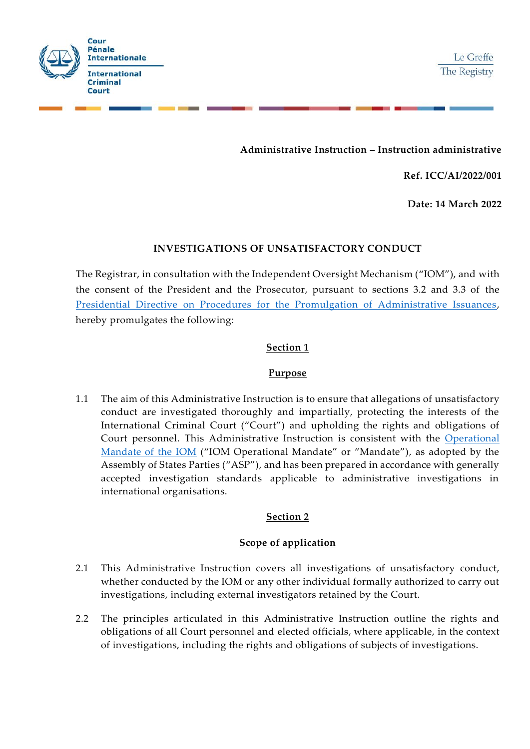Cour Pénale Internationale

International Criminal Court

Le Greffe

The Registry

**Administrative Instruction – Instruction administrative**

**Ref. ICC/AI/2022/001**

**Date: 14 March 2022**

## INVESTIGATIONS OF UNSATISFACTORY CONDUCT

The Registrar, in consultation with the Independent Oversight Mechanism ("IOM"), and with the consent of the President and the Prosecutor, pursuant to sections 3.2 and 3.3 of the Presidential Directive on Procedures for the Promulgation of Administrative Issuances, hereby promulgates the following:

### Section 1

### Purpose

1.1 The aim of this Administrative Instruction is to ensure that allegations of unsatisfactory conduct are investigated thoroughly and impartially, protecting the interests of the International Criminal Court ("Court") and upholding the rights and obligations of Court personnel. This Administrative Instruction is consistent with the Operational Mandate of the IOM ("IOM Operational Mandate" or "Mandate"), as adopted by the Assembly of States Parties ("ASP"), and has been prepared in accordance with generally accepted investigation standards applicable to administrative investigations in international organisations.

### Section 2

### Scope of application

2.1 This Administrative Instruction covers all investigations of unsatisfactory conduct, whether conducted by the IOM or any other individual formally authorized to carry out investigations, including external investigators retained by the Court.

2.2 The principles articulated in this Administrative Instruction outline the rights and obligations of all Court personnel and elected officials, where applicable, in the context of investigations, including the rights and obligations of subjects of investigations.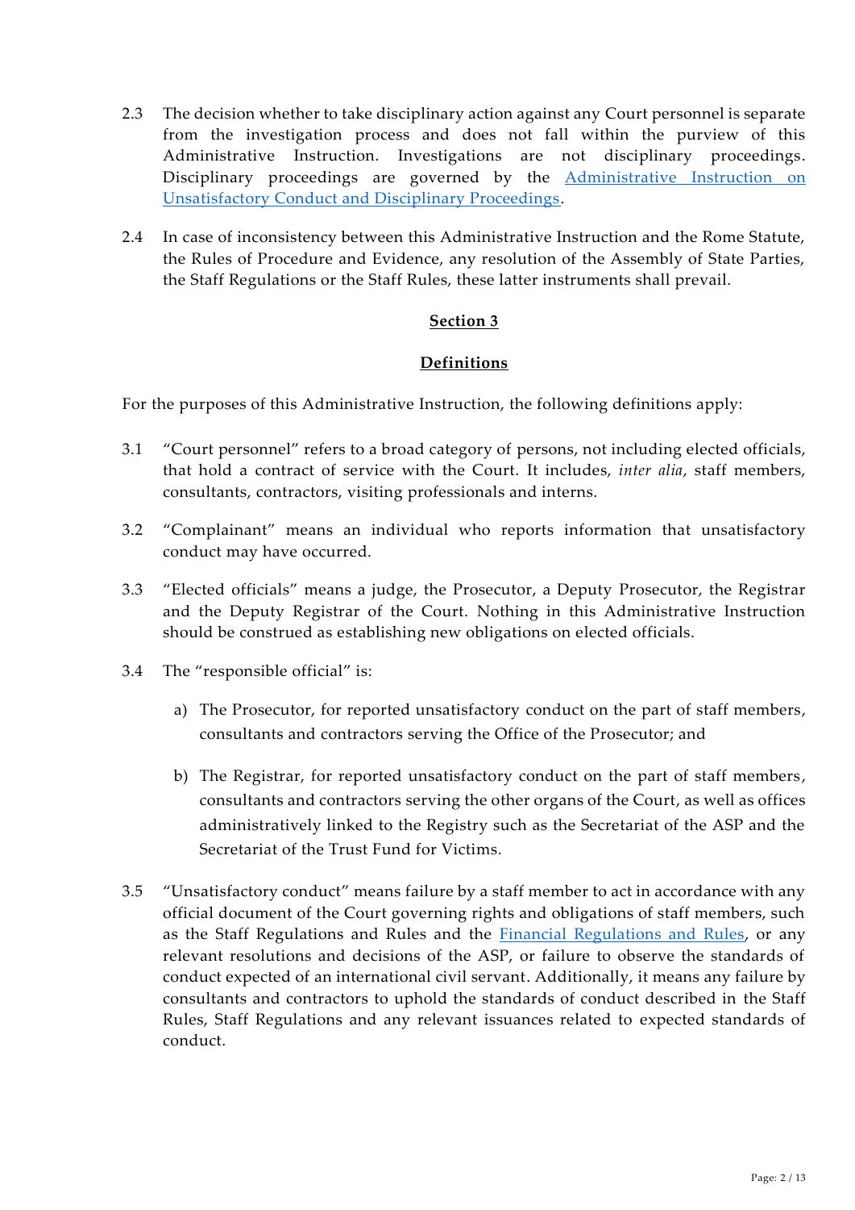2.3 The decision whether to take disciplinary action against any Court personnel is separate from the investigation process and does not fall within the purview of this Administrative Instruction. Investigations are not disciplinary proceedings. Disciplinary proceedings are governed by the [Administrative Instruction on Unsatisfactory Conduct and Disciplinary Proceedings](#).

2.4 In case of inconsistency between this Administrative Instruction and the Rome Statute, the Rules of Procedure and Evidence, any resolution of the Assembly of State Parties, the Staff Regulations or the Staff Rules, these latter instruments shall prevail.

## Section 3

## Definitions

For the purposes of this Administrative Instruction, the following definitions apply:

3.1 "Court personnel" refers to a broad category of persons, not including elected officials, that hold a contract of service with the Court. It includes, *inter alia*, staff members, consultants, contractors, visiting professionals and interns.

3.2 "Complainant" means an individual who reports information that unsatisfactory conduct may have occurred.

3.3 "Elected officials" means a judge, the Prosecutor, a Deputy Prosecutor, the Registrar and the Deputy Registrar of the Court. Nothing in this Administrative Instruction should be construed as establishing new obligations on elected officials.

3.4 The "responsible official" is:

a) The Prosecutor, for reported unsatisfactory conduct on the part of staff members, consultants and contractors serving the Office of the Prosecutor; and

b) The Registrar, for reported unsatisfactory conduct on the part of staff members, consultants and contractors serving the other organs of the Court, as well as offices administratively linked to the Registry such as the Secretariat of the ASP and the Secretariat of the Trust Fund for Victims.

3.5 "Unsatisfactory conduct" means failure by a staff member to act in accordance with any official document of the Court governing rights and obligations of staff members, such as the Staff Regulations and Rules and the [Financial Regulations and Rules](#), or any relevant resolutions and decisions of the ASP, or failure to observe the standards of conduct expected of an international civil servant. Additionally, it means any failure by consultants and contractors to uphold the standards of conduct described in the Staff Rules, Staff Regulations and any relevant issuances related to expected standards of conduct.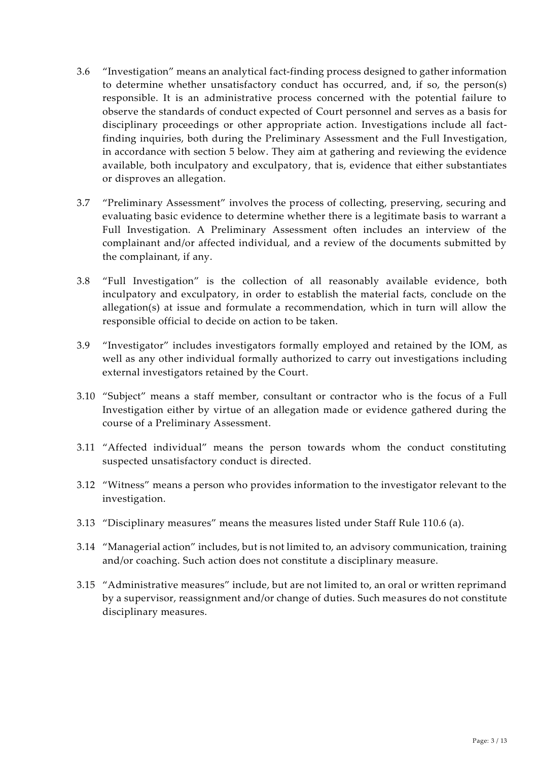3.6 "Investigation" means an analytical fact-finding process designed to gather information to determine whether unsatisfactory conduct has occurred, and, if so, the person(s) responsible. It is an administrative process concerned with the potential failure to observe the standards of conduct expected of Court personnel and serves as a basis for disciplinary proceedings or other appropriate action. Investigations include all fact-finding inquiries, both during the Preliminary Assessment and the Full Investigation, in accordance with section 5 below. They aim at gathering and reviewing the evidence available, both inculpatory and exculpatory, that is, evidence that either substantiates or disproves an allegation.

3.7 "Preliminary Assessment" involves the process of collecting, preserving, securing and evaluating basic evidence to determine whether there is a legitimate basis to warrant a Full Investigation. A Preliminary Assessment often includes an interview of the complainant and/or affected individual, and a review of the documents submitted by the complainant, if any.

3.8 "Full Investigation" is the collection of all reasonably available evidence, both inculpatory and exculpatory, in order to establish the material facts, conclude on the allegation(s) at issue and formulate a recommendation, which in turn will allow the responsible official to decide on action to be taken.

3.9 "Investigator" includes investigators formally employed and retained by the IOM, as well as any other individual formally authorized to carry out investigations including external investigators retained by the Court.

3.10 "Subject" means a staff member, consultant or contractor who is the focus of a Full Investigation either by virtue of an allegation made or evidence gathered during the course of a Preliminary Assessment.

3.11 "Affected individual" means the person towards whom the conduct constituting suspected unsatisfactory conduct is directed.

3.12 "Witness" means a person who provides information to the investigator relevant to the investigation.

3.13 "Disciplinary measures" means the measures listed under Staff Rule 110.6 (a).

3.14 "Managerial action" includes, but is not limited to, an advisory communication, training and/or coaching. Such action does not constitute a disciplinary measure.

3.15 "Administrative measures" include, but are not limited to, an oral or written reprimand by a supervisor, reassignment and/or change of duties. Such measures do not constitute disciplinary measures.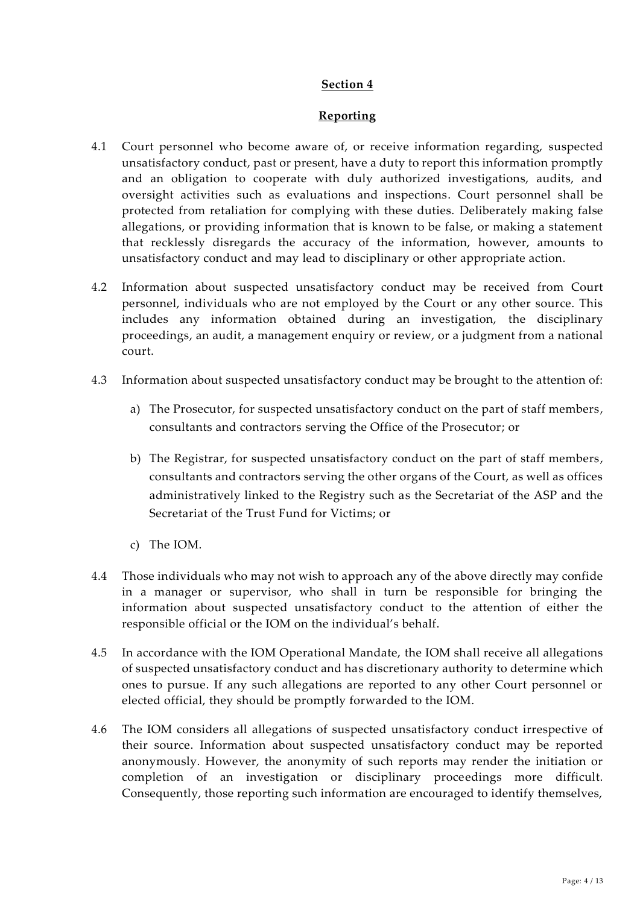## Section 4

## Reporting

4.1 Court personnel who become aware of, or receive information regarding, suspected unsatisfactory conduct, past or present, have a duty to report this information promptly and an obligation to cooperate with duly authorized investigations, audits, and oversight activities such as evaluations and inspections. Court personnel shall be protected from retaliation for complying with these duties. Deliberately making false allegations, or providing information that is known to be false, or making a statement that recklessly disregards the accuracy of the information, however, amounts to unsatisfactory conduct and may lead to disciplinary or other appropriate action.

4.2 Information about suspected unsatisfactory conduct may be received from Court personnel, individuals who are not employed by the Court or any other source. This includes any information obtained during an investigation, the disciplinary proceedings, an audit, a management enquiry or review, or a judgment from a national court.

4.3 Information about suspected unsatisfactory conduct may be brought to the attention of:

a) The Prosecutor, for suspected unsatisfactory conduct on the part of staff members, consultants and contractors serving the Office of the Prosecutor; or

b) The Registrar, for suspected unsatisfactory conduct on the part of staff members, consultants and contractors serving the other organs of the Court, as well as offices administratively linked to the Registry such as the Secretariat of the ASP and the Secretariat of the Trust Fund for Victims; or

c) The IOM.

4.4 Those individuals who may not wish to approach any of the above directly may confide in a manager or supervisor, who shall in turn be responsible for bringing the information about suspected unsatisfactory conduct to the attention of either the responsible official or the IOM on the individual's behalf.

4.5 In accordance with the IOM Operational Mandate, the IOM shall receive all allegations of suspected unsatisfactory conduct and has discretionary authority to determine which ones to pursue. If any such allegations are reported to any other Court personnel or elected official, they should be promptly forwarded to the IOM.

4.6 The IOM considers all allegations of suspected unsatisfactory conduct irrespective of their source. Information about suspected unsatisfactory conduct may be reported anonymously. However, the anonymity of such reports may render the initiation or completion of an investigation or disciplinary proceedings more difficult. Consequently, those reporting such information are encouraged to identify themselves,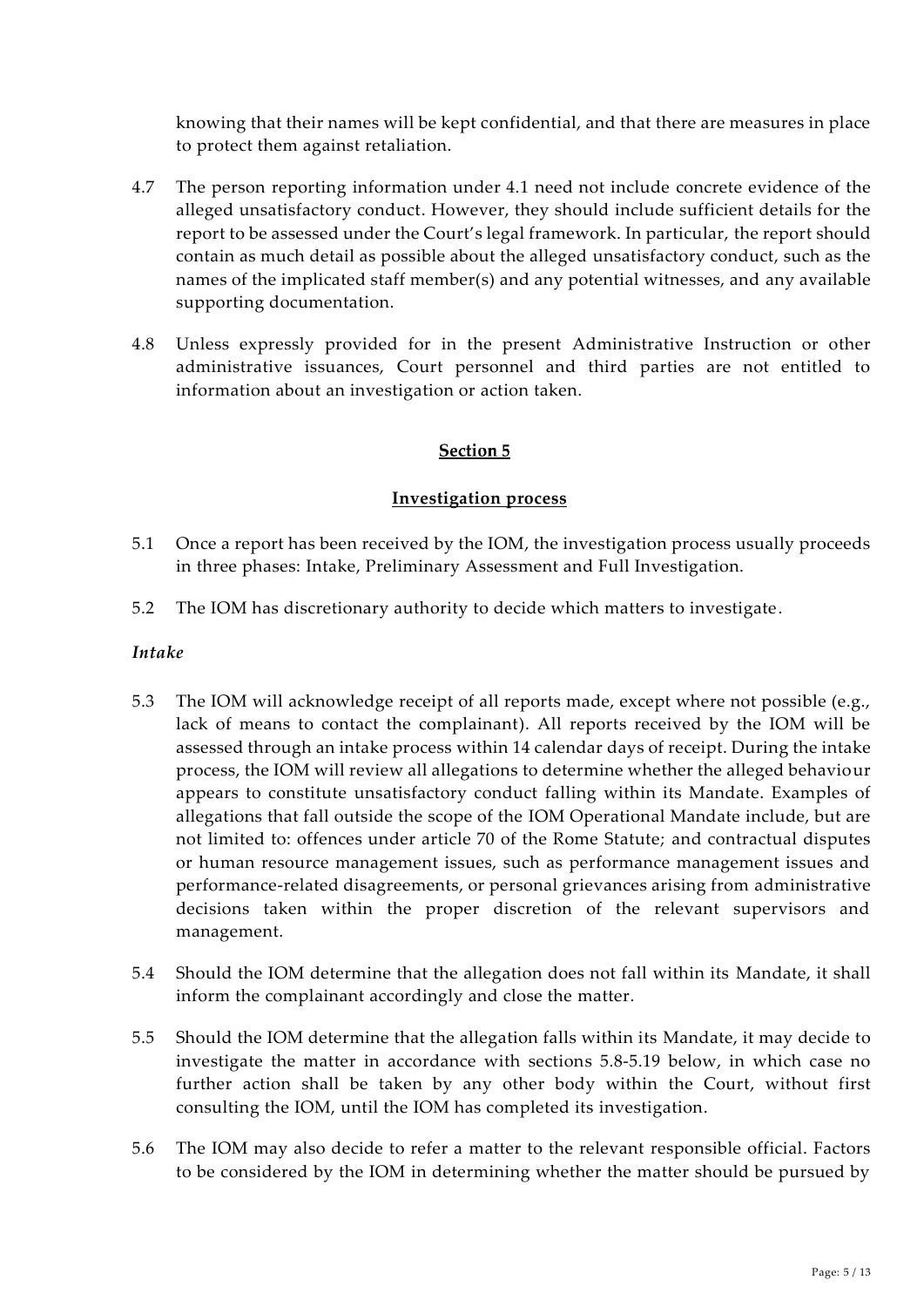knowing that their names will be kept confidential, and that there are measures in place to protect them against retaliation.

4.7 The person reporting information under 4.1 need not include concrete evidence of the alleged unsatisfactory conduct. However, they should include sufficient details for the report to be assessed under the Court's legal framework. In particular, the report should contain as much detail as possible about the alleged unsatisfactory conduct, such as the names of the implicated staff member(s) and any potential witnesses, and any available supporting documentation.

4.8 Unless expressly provided for in the present Administrative Instruction or other administrative issuances, Court personnel and third parties are not entitled to information about an investigation or action taken.

## Section 5

## Investigation process

5.1 Once a report has been received by the IOM, the investigation process usually proceeds in three phases: Intake, Preliminary Assessment and Full Investigation.

5.2 The IOM has discretionary authority to decide which matters to investigate.

### *Intake*

5.3 The IOM will acknowledge receipt of all reports made, except where not possible (e.g., lack of means to contact the complainant). All reports received by the IOM will be assessed through an intake process within 14 calendar days of receipt. During the intake process, the IOM will review all allegations to determine whether the alleged behaviour appears to constitute unsatisfactory conduct falling within its Mandate. Examples of allegations that fall outside the scope of the IOM Operational Mandate include, but are not limited to: offences under article 70 of the Rome Statute; and contractual disputes or human resource management issues, such as performance management issues and performance-related disagreements, or personal grievances arising from administrative decisions taken within the proper discretion of the relevant supervisors and management.

5.4 Should the IOM determine that the allegation does not fall within its Mandate, it shall inform the complainant accordingly and close the matter.

5.5 Should the IOM determine that the allegation falls within its Mandate, it may decide to investigate the matter in accordance with sections 5.8-5.19 below, in which case no further action shall be taken by any other body within the Court, without first consulting the IOM, until the IOM has completed its investigation.

5.6 The IOM may also decide to refer a matter to the relevant responsible official. Factors to be considered by the IOM in determining whether the matter should be pursued by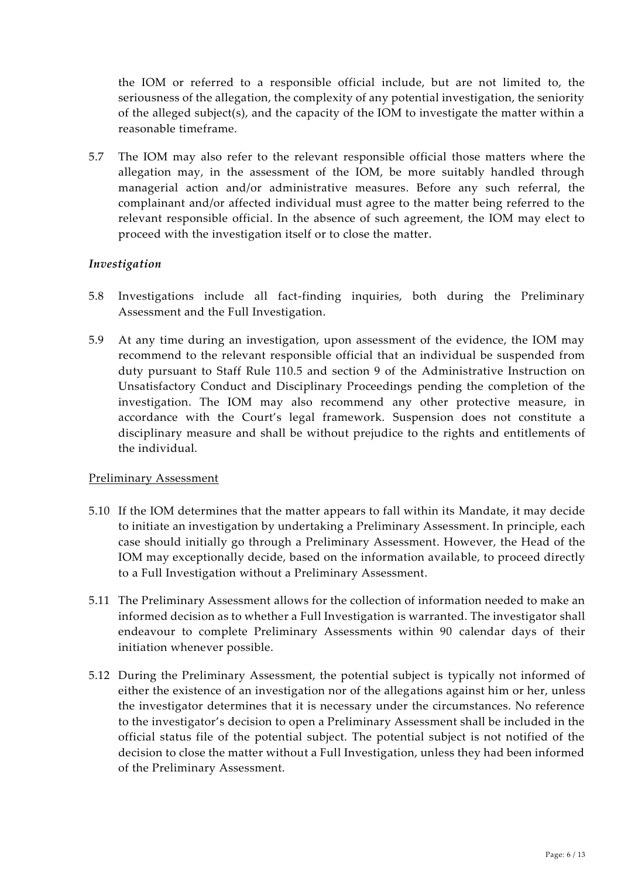the IOM or referred to a responsible official include, but are not limited to, the seriousness of the allegation, the complexity of any potential investigation, the seniority of the alleged subject(s), and the capacity of the IOM to investigate the matter within a reasonable timeframe.

5.7 The IOM may also refer to the relevant responsible official those matters where the allegation may, in the assessment of the IOM, be more suitably handled through managerial action and/or administrative measures. Before any such referral, the complainant and/or affected individual must agree to the matter being referred to the relevant responsible official. In the absence of such agreement, the IOM may elect to proceed with the investigation itself or to close the matter.

*Investigation*

5.8 Investigations include all fact-finding inquiries, both during the Preliminary Assessment and the Full Investigation.

5.9 At any time during an investigation, upon assessment of the evidence, the IOM may recommend to the relevant responsible official that an individual be suspended from duty pursuant to Staff Rule 110.5 and section 9 of the Administrative Instruction on Unsatisfactory Conduct and Disciplinary Proceedings pending the completion of the investigation. The IOM may also recommend any other protective measure, in accordance with the Court's legal framework. Suspension does not constitute a disciplinary measure and shall be without prejudice to the rights and entitlements of the individual.

<u>Preliminary Assessment</u>

5.10 If the IOM determines that the matter appears to fall within its Mandate, it may decide to initiate an investigation by undertaking a Preliminary Assessment. In principle, each case should initially go through a Preliminary Assessment. However, the Head of the IOM may exceptionally decide, based on the information available, to proceed directly to a Full Investigation without a Preliminary Assessment.

5.11 The Preliminary Assessment allows for the collection of information needed to make an informed decision as to whether a Full Investigation is warranted. The investigator shall endeavour to complete Preliminary Assessments within 90 calendar days of their initiation whenever possible.

5.12 During the Preliminary Assessment, the potential subject is typically not informed of either the existence of an investigation nor of the allegations against him or her, unless the investigator determines that it is necessary under the circumstances. No reference to the investigator's decision to open a Preliminary Assessment shall be included in the official status file of the potential subject. The potential subject is not notified of the decision to close the matter without a Full Investigation, unless they had been informed of the Preliminary Assessment.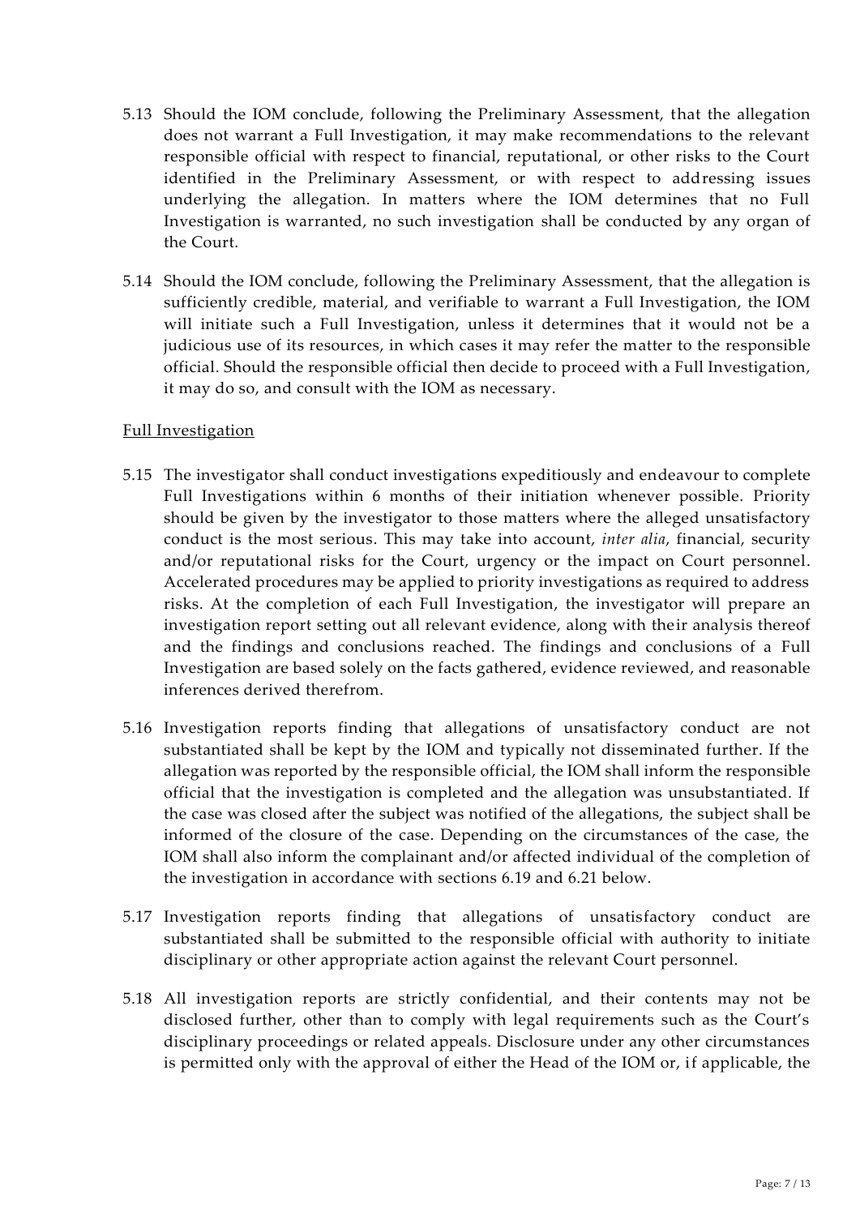5.13 Should the IOM conclude, following the Preliminary Assessment, that the allegation does not warrant a Full Investigation, it may make recommendations to the relevant responsible official with respect to financial, reputational, or other risks to the Court identified in the Preliminary Assessment, or with respect to addressing issues underlying the allegation. In matters where the IOM determines that no Full Investigation is warranted, no such investigation shall be conducted by any organ of the Court.

5.14 Should the IOM conclude, following the Preliminary Assessment, that the allegation is sufficiently credible, material, and verifiable to warrant a Full Investigation, the IOM will initiate such a Full Investigation, unless it determines that it would not be a judicious use of its resources, in which cases it may refer the matter to the responsible official. Should the responsible official then decide to proceed with a Full Investigation, it may do so, and consult with the IOM as necessary.

Full Investigation

5.15 The investigator shall conduct investigations expeditiously and endeavour to complete Full Investigations within 6 months of their initiation whenever possible. Priority should be given by the investigator to those matters where the alleged unsatisfactory conduct is the most serious. This may take into account, *inter alia*, financial, security and/or reputational risks for the Court, urgency or the impact on Court personnel. Accelerated procedures may be applied to priority investigations as required to address risks. At the completion of each Full Investigation, the investigator will prepare an investigation report setting out all relevant evidence, along with their analysis thereof and the findings and conclusions reached. The findings and conclusions of a Full Investigation are based solely on the facts gathered, evidence reviewed, and reasonable inferences derived therefrom.

5.16 Investigation reports finding that allegations of unsatisfactory conduct are not substantiated shall be kept by the IOM and typically not disseminated further. If the allegation was reported by the responsible official, the IOM shall inform the responsible official that the investigation is completed and the allegation was unsubstantiated. If the case was closed after the subject was notified of the allegations, the subject shall be informed of the closure of the case. Depending on the circumstances of the case, the IOM shall also inform the complainant and/or affected individual of the completion of the investigation in accordance with sections 6.19 and 6.21 below.

5.17 Investigation reports finding that allegations of unsatisfactory conduct are substantiated shall be submitted to the responsible official with authority to initiate disciplinary or other appropriate action against the relevant Court personnel.

5.18 All investigation reports are strictly confidential, and their contents may not be disclosed further, other than to comply with legal requirements such as the Court's disciplinary proceedings or related appeals. Disclosure under any other circumstances is permitted only with the approval of either the Head of the IOM or, if applicable, the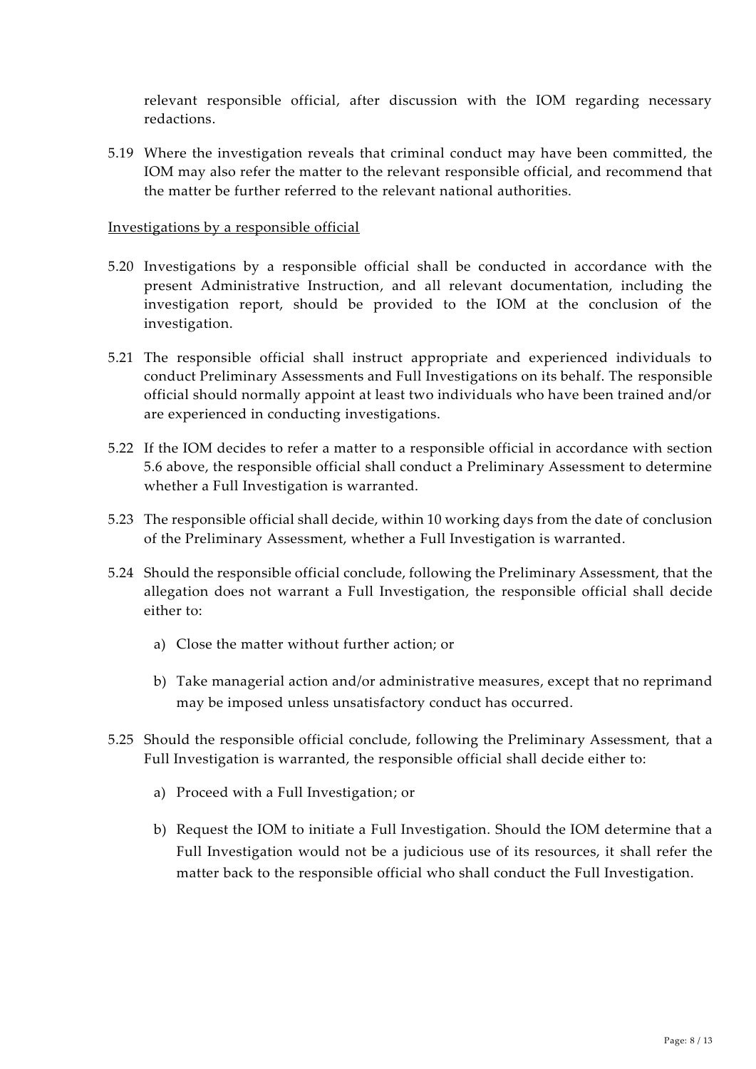relevant responsible official, after discussion with the IOM regarding necessary redactions.

5.19 Where the investigation reveals that criminal conduct may have been committed, the IOM may also refer the matter to the relevant responsible official, and recommend that the matter be further referred to the relevant national authorities.

Investigations by a responsible official

5.20 Investigations by a responsible official shall be conducted in accordance with the present Administrative Instruction, and all relevant documentation, including the investigation report, should be provided to the IOM at the conclusion of the investigation.

5.21 The responsible official shall instruct appropriate and experienced individuals to conduct Preliminary Assessments and Full Investigations on its behalf. The responsible official should normally appoint at least two individuals who have been trained and/or are experienced in conducting investigations.

5.22 If the IOM decides to refer a matter to a responsible official in accordance with section 5.6 above, the responsible official shall conduct a Preliminary Assessment to determine whether a Full Investigation is warranted.

5.23 The responsible official shall decide, within 10 working days from the date of conclusion of the Preliminary Assessment, whether a Full Investigation is warranted.

5.24 Should the responsible official conclude, following the Preliminary Assessment, that the allegation does not warrant a Full Investigation, the responsible official shall decide either to:

a) Close the matter without further action; or

b) Take managerial action and/or administrative measures, except that no reprimand may be imposed unless unsatisfactory conduct has occurred.

5.25 Should the responsible official conclude, following the Preliminary Assessment, that a Full Investigation is warranted, the responsible official shall decide either to:

a) Proceed with a Full Investigation; or

b) Request the IOM to initiate a Full Investigation. Should the IOM determine that a Full Investigation would not be a judicious use of its resources, it shall refer the matter back to the responsible official who shall conduct the Full Investigation.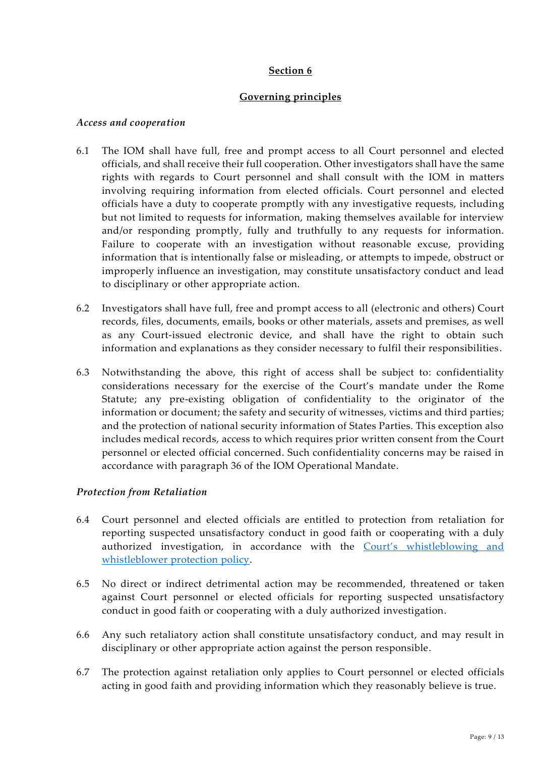## Section 6

## Governing principles

*Access and cooperation*

6.1 The IOM shall have full, free and prompt access to all Court personnel and elected officials, and shall receive their full cooperation. Other investigators shall have the same rights with regards to Court personnel and shall consult with the IOM in matters involving requiring information from elected officials. Court personnel and elected officials have a duty to cooperate promptly with any investigative requests, including but not limited to requests for information, making themselves available for interview and/or responding promptly, fully and truthfully to any requests for information. Failure to cooperate with an investigation without reasonable excuse, providing information that is intentionally false or misleading, or attempts to impede, obstruct or improperly influence an investigation, may constitute unsatisfactory conduct and lead to disciplinary or other appropriate action.

6.2 Investigators shall have full, free and prompt access to all (electronic and others) Court records, files, documents, emails, books or other materials, assets and premises, as well as any Court-issued electronic device, and shall have the right to obtain such information and explanations as they consider necessary to fulfil their responsibilities.

6.3 Notwithstanding the above, this right of access shall be subject to: confidentiality considerations necessary for the exercise of the Court's mandate under the Rome Statute; any pre-existing obligation of confidentiality to the originator of the information or document; the safety and security of witnesses, victims and third parties; and the protection of national security information of States Parties. This exception also includes medical records, access to which requires prior written consent from the Court personnel or elected official concerned. Such confidentiality concerns may be raised in accordance with paragraph 36 of the IOM Operational Mandate.

*Protection from Retaliation*

6.4 Court personnel and elected officials are entitled to protection from retaliation for reporting suspected unsatisfactory conduct in good faith or cooperating with a duly authorized investigation, in accordance with the Court's whistleblowing and whistleblower protection policy.

6.5 No direct or indirect detrimental action may be recommended, threatened or taken against Court personnel or elected officials for reporting suspected unsatisfactory conduct in good faith or cooperating with a duly authorized investigation.

6.6 Any such retaliatory action shall constitute unsatisfactory conduct, and may result in disciplinary or other appropriate action against the person responsible.

6.7 The protection against retaliation only applies to Court personnel or elected officials acting in good faith and providing information which they reasonably believe is true.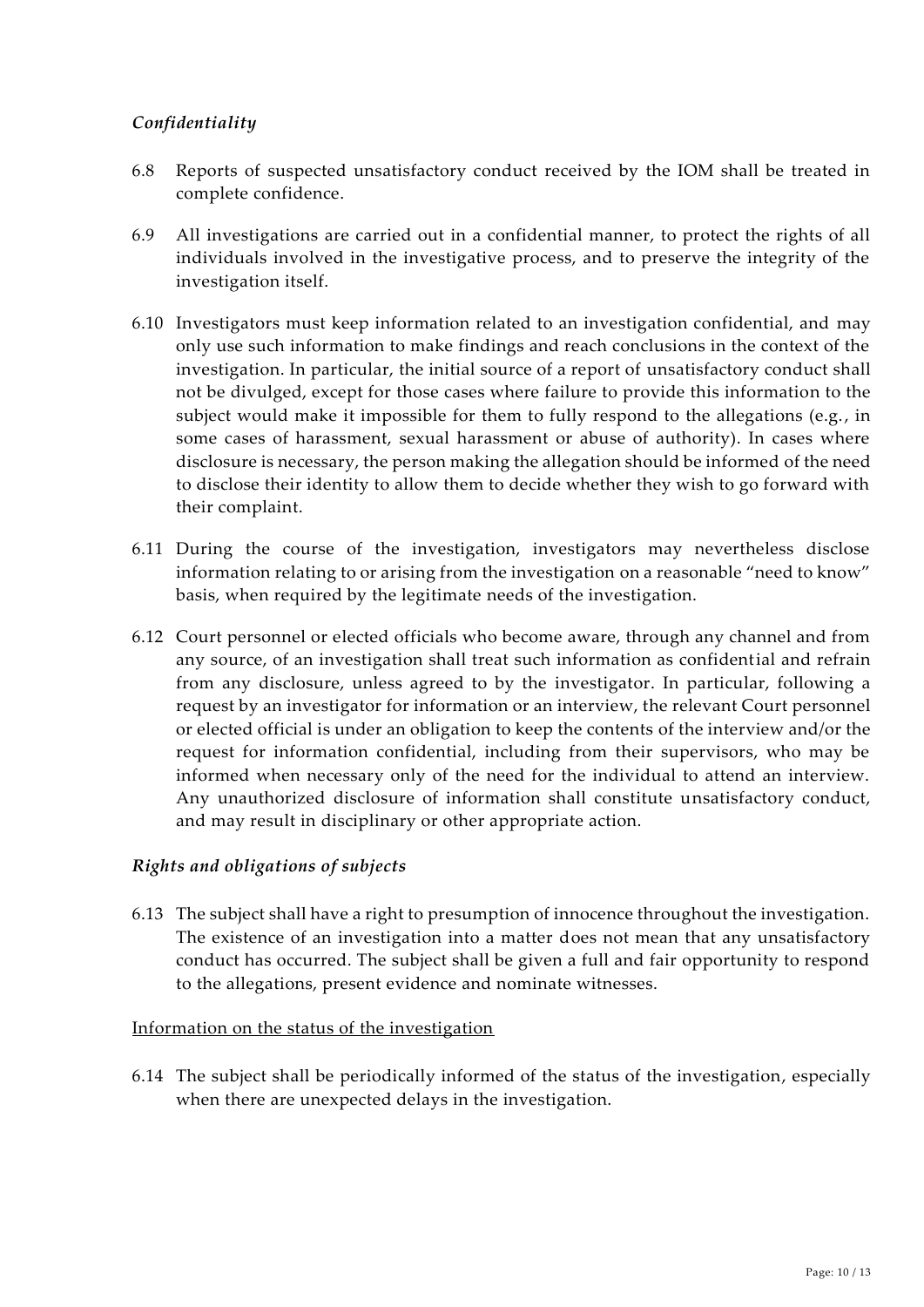*Confidentiality*

6.8 Reports of suspected unsatisfactory conduct received by the IOM shall be treated in complete confidence.

6.9 All investigations are carried out in a confidential manner, to protect the rights of all individuals involved in the investigative process, and to preserve the integrity of the investigation itself.

6.10 Investigators must keep information related to an investigation confidential, and may only use such information to make findings and reach conclusions in the context of the investigation. In particular, the initial source of a report of unsatisfactory conduct shall not be divulged, except for those cases where failure to provide this information to the subject would make it impossible for them to fully respond to the allegations (e.g., in some cases of harassment, sexual harassment or abuse of authority). In cases where disclosure is necessary, the person making the allegation should be informed of the need to disclose their identity to allow them to decide whether they wish to go forward with their complaint.

6.11 During the course of the investigation, investigators may nevertheless disclose information relating to or arising from the investigation on a reasonable "need to know" basis, when required by the legitimate needs of the investigation.

6.12 Court personnel or elected officials who become aware, through any channel and from any source, of an investigation shall treat such information as confidential and refrain from any disclosure, unless agreed to by the investigator. In particular, following a request by an investigator for information or an interview, the relevant Court personnel or elected official is under an obligation to keep the contents of the interview and/or the request for information confidential, including from their supervisors, who may be informed when necessary only of the need for the individual to attend an interview. Any unauthorized disclosure of information shall constitute unsatisfactory conduct, and may result in disciplinary or other appropriate action.

*Rights and obligations of subjects*

6.13 The subject shall have a right to presumption of innocence throughout the investigation. The existence of an investigation into a matter does not mean that any unsatisfactory conduct has occurred. The subject shall be given a full and fair opportunity to respond to the allegations, present evidence and nominate witnesses.

Information on the status of the investigation

6.14 The subject shall be periodically informed of the status of the investigation, especially when there are unexpected delays in the investigation.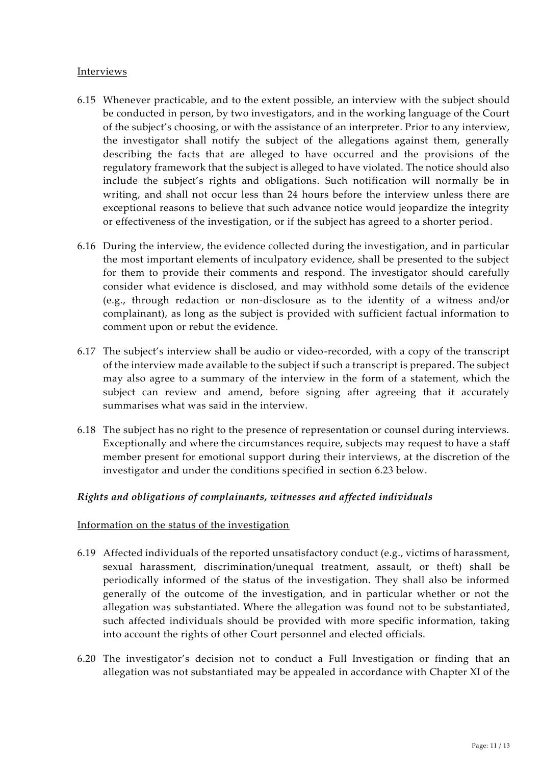Interviews

6.15 Whenever practicable, and to the extent possible, an interview with the subject should be conducted in person, by two investigators, and in the working language of the Court of the subject's choosing, or with the assistance of an interpreter. Prior to any interview, the investigator shall notify the subject of the allegations against them, generally describing the facts that are alleged to have occurred and the provisions of the regulatory framework that the subject is alleged to have violated. The notice should also include the subject's rights and obligations. Such notification will normally be in writing, and shall not occur less than 24 hours before the interview unless there are exceptional reasons to believe that such advance notice would jeopardize the integrity or effectiveness of the investigation, or if the subject has agreed to a shorter period.

6.16 During the interview, the evidence collected during the investigation, and in particular the most important elements of inculpatory evidence, shall be presented to the subject for them to provide their comments and respond. The investigator should carefully consider what evidence is disclosed, and may withhold some details of the evidence (e.g., through redaction or non-disclosure as to the identity of a witness and/or complainant), as long as the subject is provided with sufficient factual information to comment upon or rebut the evidence.

6.17 The subject's interview shall be audio or video-recorded, with a copy of the transcript of the interview made available to the subject if such a transcript is prepared. The subject may also agree to a summary of the interview in the form of a statement, which the subject can review and amend, before signing after agreeing that it accurately summarises what was said in the interview.

6.18 The subject has no right to the presence of representation or counsel during interviews. Exceptionally and where the circumstances require, subjects may request to have a staff member present for emotional support during their interviews, at the discretion of the investigator and under the conditions specified in section 6.23 below.

***Rights and obligations of complainants, witnesses and affected individuals***

Information on the status of the investigation

6.19 Affected individuals of the reported unsatisfactory conduct (e.g., victims of harassment, sexual harassment, discrimination/unequal treatment, assault, or theft) shall be periodically informed of the status of the investigation. They shall also be informed generally of the outcome of the investigation, and in particular whether or not the allegation was substantiated. Where the allegation was found not to be substantiated, such affected individuals should be provided with more specific information, taking into account the rights of other Court personnel and elected officials.

6.20 The investigator's decision not to conduct a Full Investigation or finding that an allegation was not substantiated may be appealed in accordance with Chapter XI of the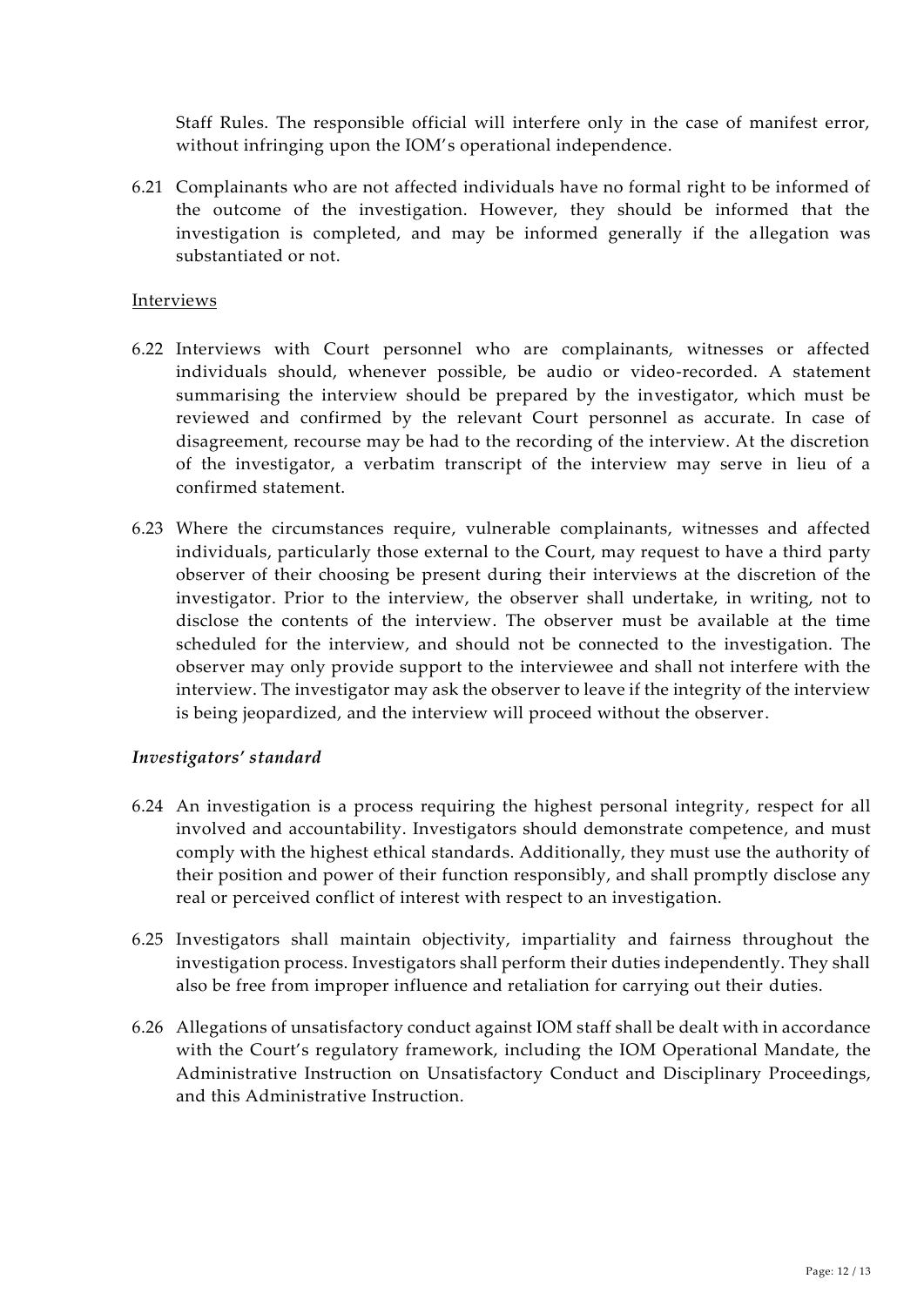Staff Rules. The responsible official will interfere only in the case of manifest error, without infringing upon the IOM's operational independence.

6.21 Complainants who are not affected individuals have no formal right to be informed of the outcome of the investigation. However, they should be informed that the investigation is completed, and may be informed generally if the allegation was substantiated or not.

<u>Interviews</u>

6.22 Interviews with Court personnel who are complainants, witnesses or affected individuals should, whenever possible, be audio or video-recorded. A statement summarising the interview should be prepared by the investigator, which must be reviewed and confirmed by the relevant Court personnel as accurate. In case of disagreement, recourse may be had to the recording of the interview. At the discretion of the investigator, a verbatim transcript of the interview may serve in lieu of a confirmed statement.

6.23 Where the circumstances require, vulnerable complainants, witnesses and affected individuals, particularly those external to the Court, may request to have a third party observer of their choosing be present during their interviews at the discretion of the investigator. Prior to the interview, the observer shall undertake, in writing, not to disclose the contents of the interview. The observer must be available at the time scheduled for the interview, and should not be connected to the investigation. The observer may only provide support to the interviewee and shall not interfere with the interview. The investigator may ask the observer to leave if the integrity of the interview is being jeopardized, and the interview will proceed without the observer.

***Investigators' standard***

6.24 An investigation is a process requiring the highest personal integrity, respect for all involved and accountability. Investigators should demonstrate competence, and must comply with the highest ethical standards. Additionally, they must use the authority of their position and power of their function responsibly, and shall promptly disclose any real or perceived conflict of interest with respect to an investigation.

6.25 Investigators shall maintain objectivity, impartiality and fairness throughout the investigation process. Investigators shall perform their duties independently. They shall also be free from improper influence and retaliation for carrying out their duties.

6.26 Allegations of unsatisfactory conduct against IOM staff shall be dealt with in accordance with the Court's regulatory framework, including the IOM Operational Mandate, the Administrative Instruction on Unsatisfactory Conduct and Disciplinary Proceedings, and this Administrative Instruction.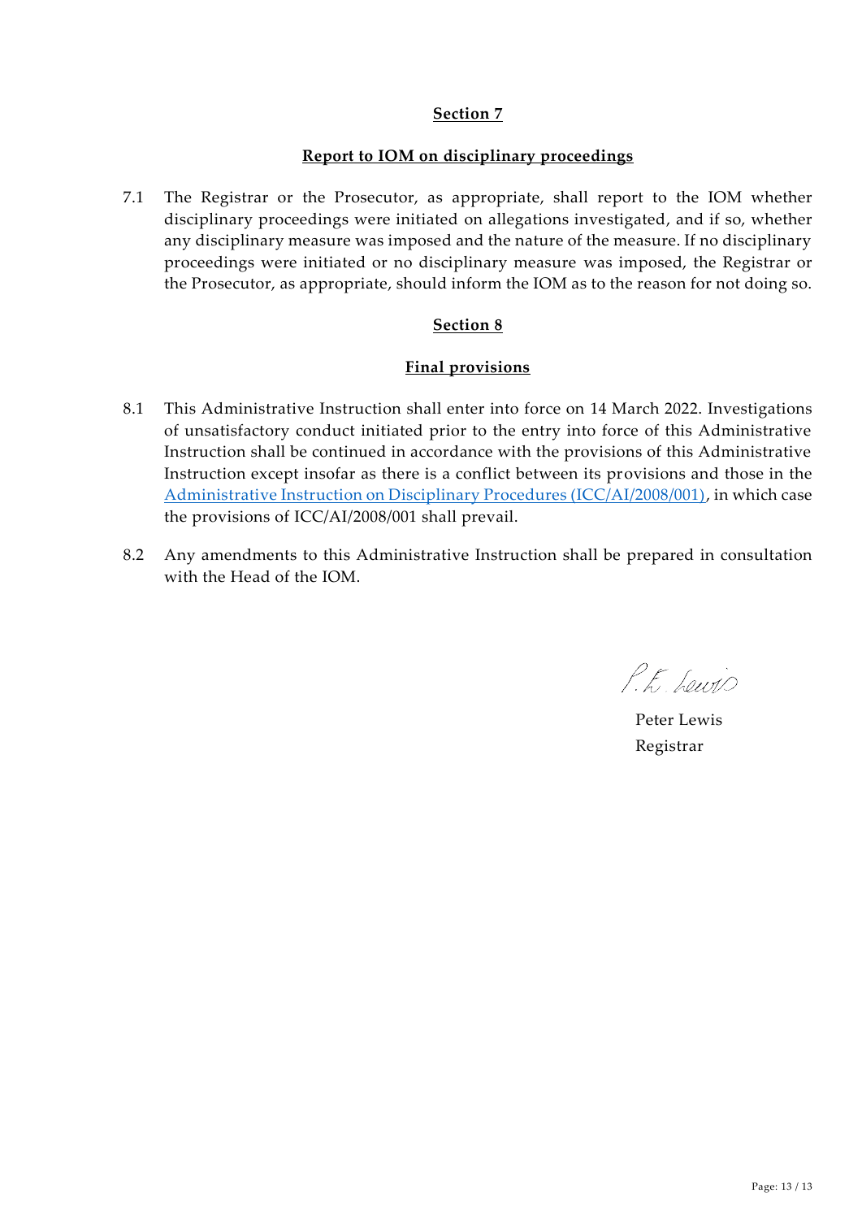## Section 7

## Report to IOM on disciplinary proceedings

7.1 The Registrar or the Prosecutor, as appropriate, shall report to the IOM whether disciplinary proceedings were initiated on allegations investigated, and if so, whether any disciplinary measure was imposed and the nature of the measure. If no disciplinary proceedings were initiated or no disciplinary measure was imposed, the Registrar or the Prosecutor, as appropriate, should inform the IOM as to the reason for not doing so.

## Section 8

## Final provisions

8.1 This Administrative Instruction shall enter into force on 14 March 2022. Investigations of unsatisfactory conduct initiated prior to the entry into force of this Administrative Instruction shall be continued in accordance with the provisions of this Administrative Instruction except insofar as there is a conflict between its provisions and those in the Administrative Instruction on Disciplinary Procedures (ICC/AI/2008/001), in which case the provisions of ICC/AI/2008/001 shall prevail.

8.2 Any amendments to this Administrative Instruction shall be prepared in consultation with the Head of the IOM.

P.L. Lewis

Peter Lewis
Registrar